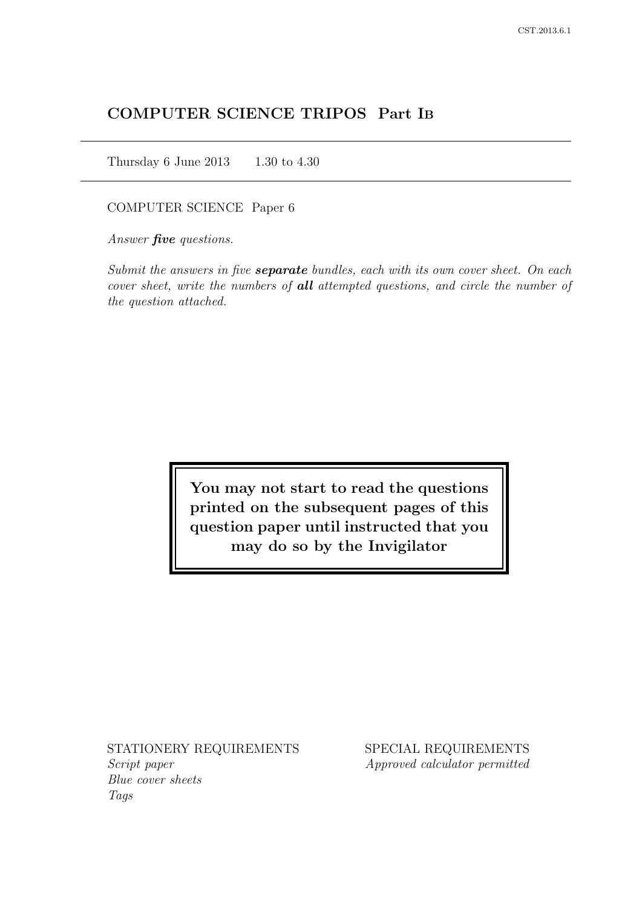# COMPUTER SCIENCE TRIPOS Part IB

Thursday 6 June 2013 1.30 to 4.30

COMPUTER SCIENCE Paper 6

*Answer* ***five*** *questions.*

*Submit the answers in five* ***separate*** *bundles, each with its own cover sheet. On each cover sheet, write the numbers of* ***all*** *attempted questions, and circle the number of the question attached.*

> **You may not start to read the questions printed on the subsequent pages of this question paper until instructed that you may do so by the Invigilator**

STATIONERY REQUIREMENTS
*Script paper*
*Blue cover sheets*
*Tags*

SPECIAL REQUIREMENTS
*Approved calculator permitted*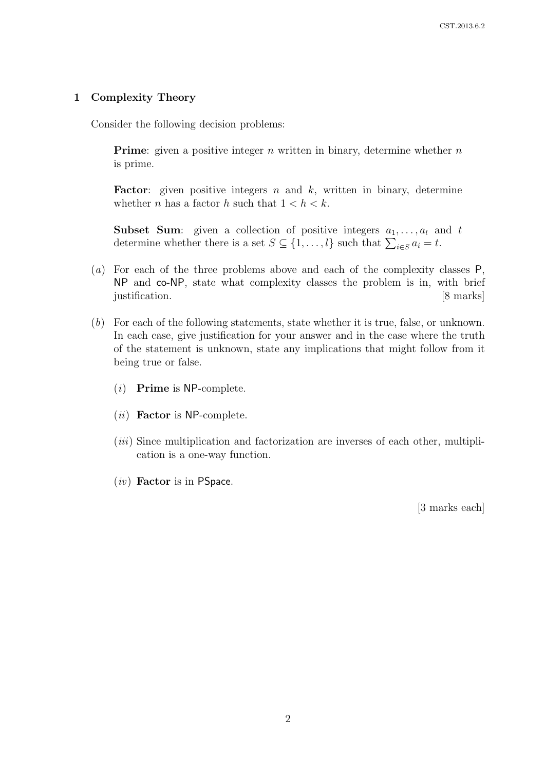## 1 Complexity Theory

Consider the following decision problems:

> **Prime**: given a positive integer $n$ written in binary, determine whether $n$ is prime.
>
> **Factor**: given positive integers $n$ and $k$, written in binary, determine whether $n$ has a factor $h$ such that $1 < h < k$.
>
> **Subset Sum**: given a collection of positive integers $a_1, \ldots, a_l$ and $t$ determine whether there is a set $S \subseteq \{1, \ldots, l\}$ such that $\sum_{i \in S} a_i = t$.

(*a*) For each of the three problems above and each of the complexity classes P, NP and co-NP, state what complexity classes the problem is in, with brief justification. [8 marks]

(*b*) For each of the following statements, state whether it is true, false, or unknown. In each case, give justification for your answer and in the case where the truth of the statement is unknown, state any implications that might follow from it being true or false.

(*i*) **Prime** is NP-complete.

(*ii*) **Factor** is NP-complete.

(*iii*) Since multiplication and factorization are inverses of each other, multiplication is a one-way function.

(*iv*) **Factor** is in PSpace.

[3 marks each]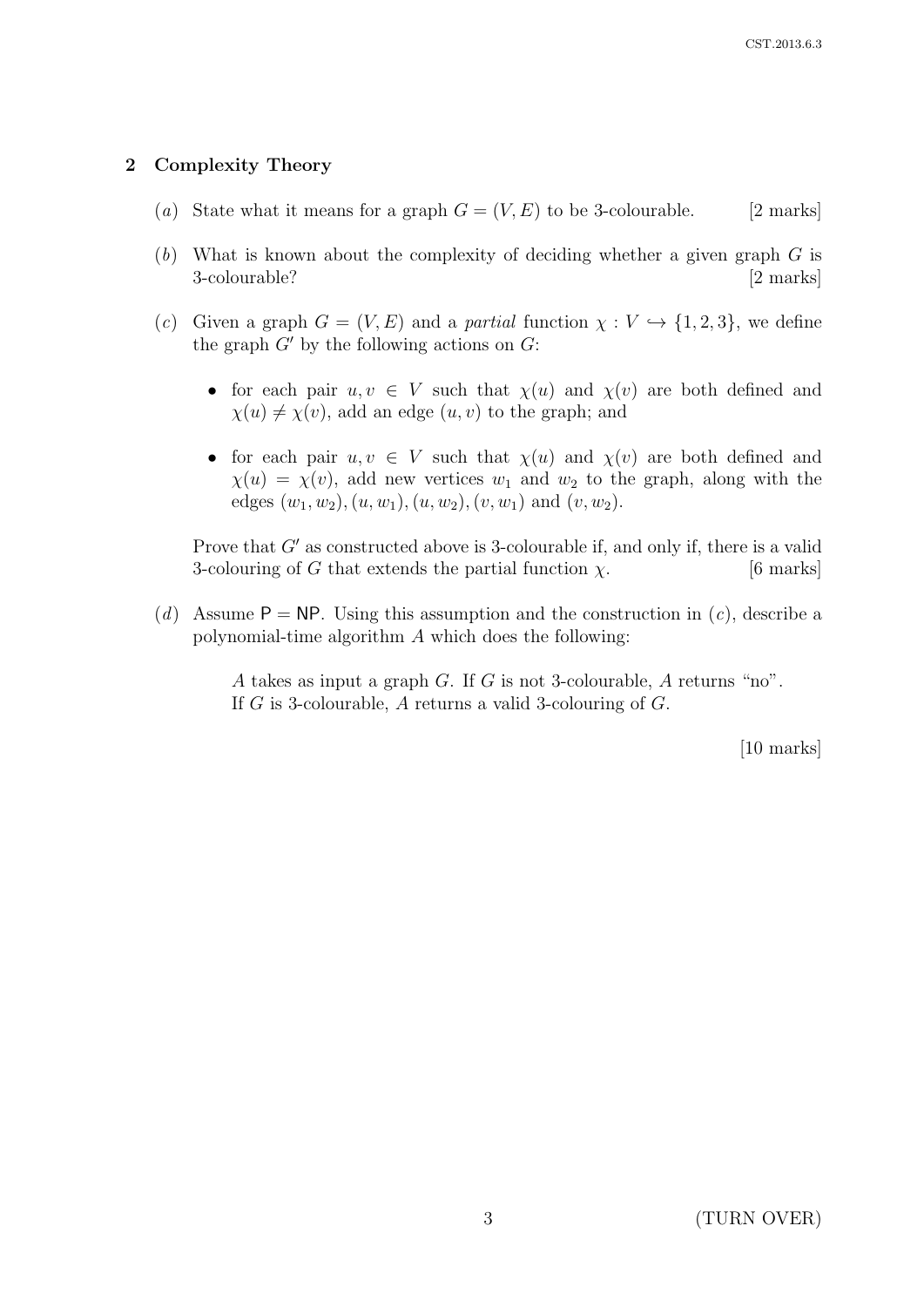## 2 Complexity Theory

(*a*) State what it means for a graph $G = (V, E)$ to be 3-colourable. [2 marks]

(*b*) What is known about the complexity of deciding whether a given graph $G$ is 3-colourable? [2 marks]

(*c*) Given a graph $G = (V, E)$ and a *partial* function $\chi : V \hookrightarrow \{1, 2, 3\}$, we define the graph $G'$ by the following actions on $G$:

- for each pair $u, v \in V$ such that $\chi(u)$ and $\chi(v)$ are both defined and $\chi(u) \neq \chi(v)$, add an edge $(u, v)$ to the graph; and

- for each pair $u, v \in V$ such that $\chi(u)$ and $\chi(v)$ are both defined and $\chi(u) = \chi(v)$, add new vertices $w_1$ and $w_2$ to the graph, along with the edges $(w_1, w_2), (u, w_1), (u, w_2), (v, w_1)$ and $(v, w_2)$.

Prove that $G'$ as constructed above is 3-colourable if, and only if, there is a valid 3-colouring of $G$ that extends the partial function $\chi$. [6 marks]

(*d*) Assume $\mathsf{P} = \mathsf{NP}$. Using this assumption and the construction in (*c*), describe a polynomial-time algorithm $A$ which does the following:

> $A$ takes as input a graph $G$. If $G$ is not 3-colourable, $A$ returns "no".
> If $G$ is 3-colourable, $A$ returns a valid 3-colouring of $G$.

[10 marks]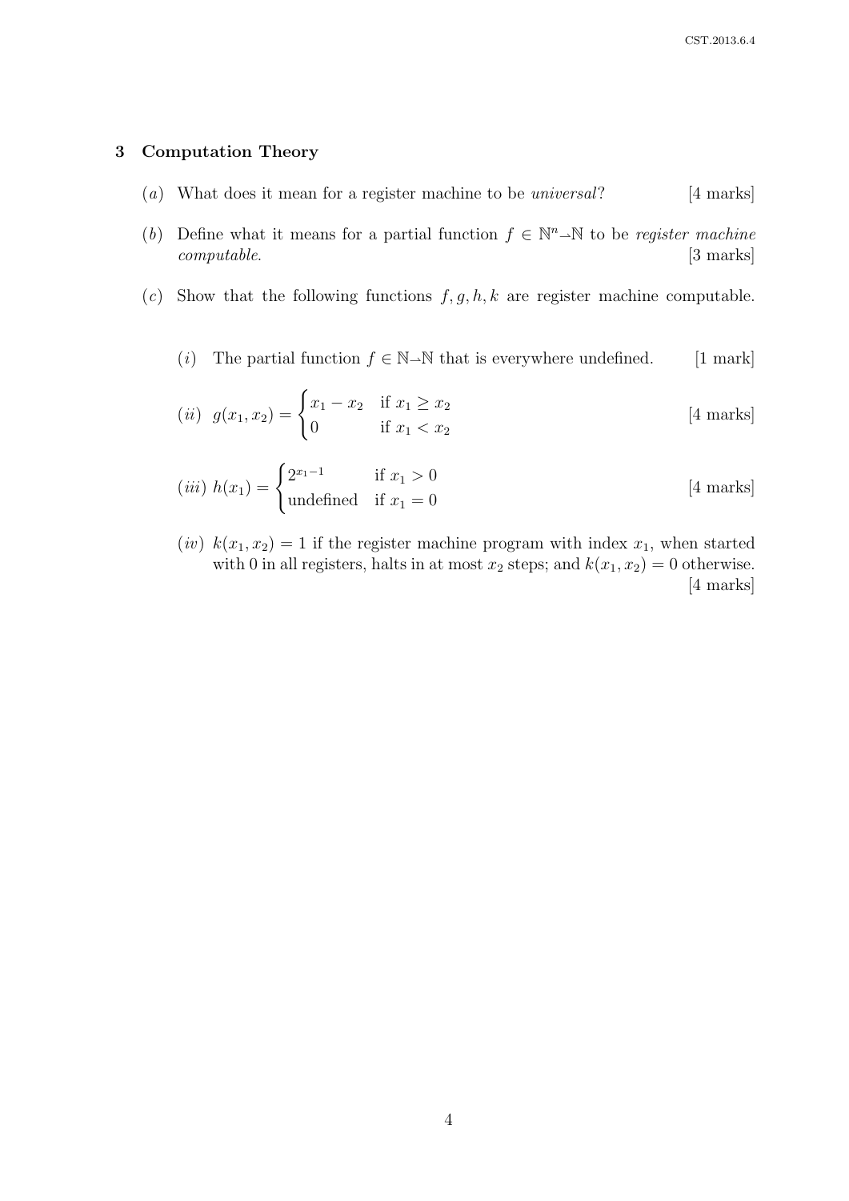## 3 Computation Theory

(*a*) What does it mean for a register machine to be *universal*? [4 marks]

(*b*) Define what it means for a partial function $f \in \mathbb{N}^n \rightharpoonup \mathbb{N}$ to be *register machine computable*. [3 marks]

(*c*) Show that the following functions $f, g, h, k$ are register machine computable.

(*i*) The partial function $f \in \mathbb{N} \rightharpoonup \mathbb{N}$ that is everywhere undefined. [1 mark]

(*ii*) $g(x_1, x_2) = \begin{cases} x_1 - x_2 & \text{if } x_1 \geq x_2 \\ 0 & \text{if } x_1 < x_2 \end{cases}$ [4 marks]

(*iii*) $h(x_1) = \begin{cases} 2^{x_1 - 1} & \text{if } x_1 > 0 \\ \text{undefined} & \text{if } x_1 = 0 \end{cases}$ [4 marks]

(*iv*) $k(x_1, x_2) = 1$ if the register machine program with index $x_1$, when started with 0 in all registers, halts in at most $x_2$ steps; and $k(x_1, x_2) = 0$ otherwise. [4 marks]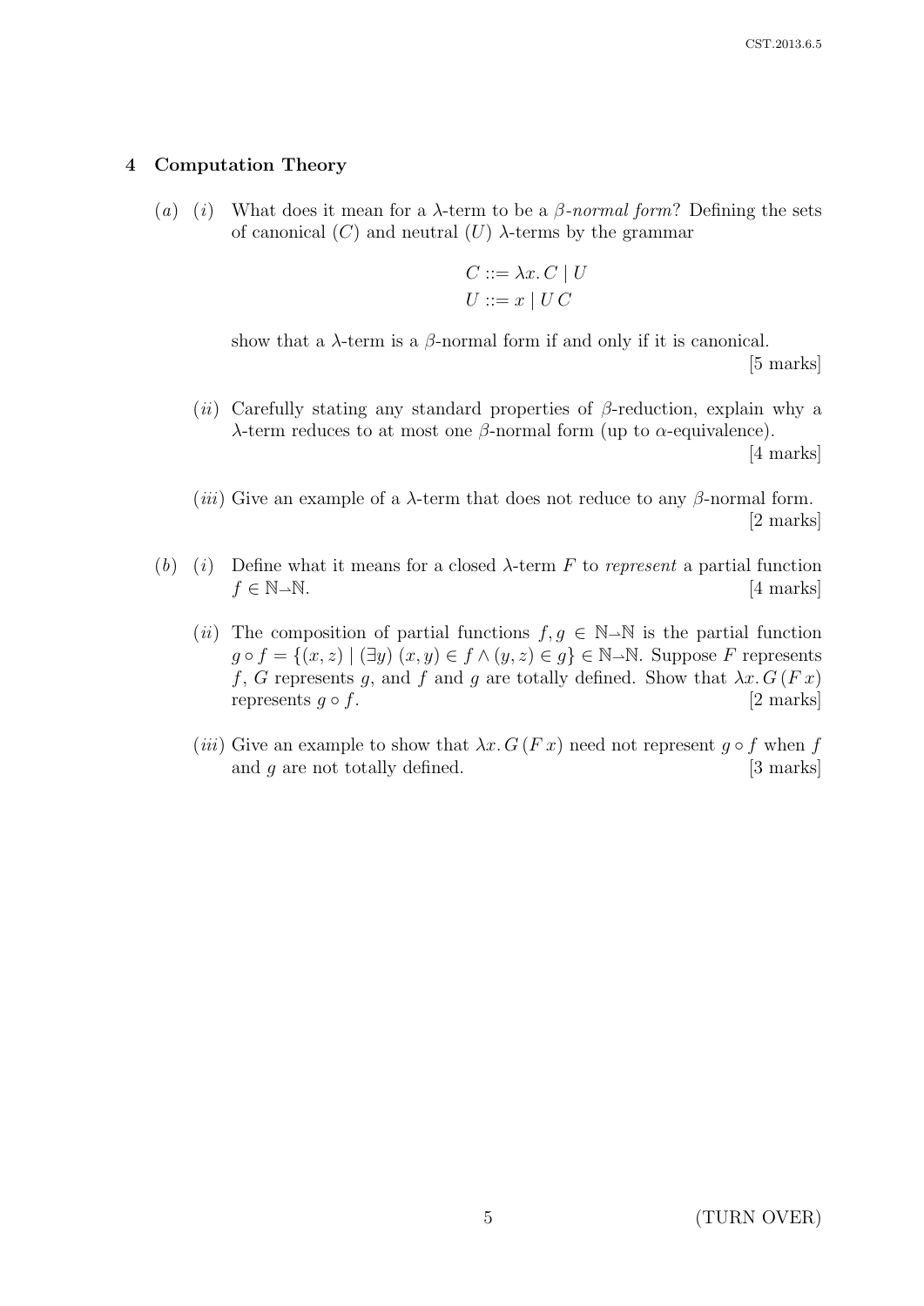## 4 Computation Theory

(*a*) (*i*) What does it mean for a $\lambda$-term to be a *$\beta$-normal form*? Defining the sets of canonical ($C$) and neutral ($U$) $\lambda$-terms by the grammar

$$C ::= \lambda x.\, C \mid U$$
$$U ::= x \mid U\, C$$

show that a $\lambda$-term is a $\beta$-normal form if and only if it is canonical.
[5 marks]

(*ii*) Carefully stating any standard properties of $\beta$-reduction, explain why a $\lambda$-term reduces to at most one $\beta$-normal form (up to $\alpha$-equivalence).
[4 marks]

(*iii*) Give an example of a $\lambda$-term that does not reduce to any $\beta$-normal form.
[2 marks]

(*b*) (*i*) Define what it means for a closed $\lambda$-term $F$ to *represent* a partial function $f \in \mathbb{N} \rightharpoonup \mathbb{N}$.
[4 marks]

(*ii*) The composition of partial functions $f, g \in \mathbb{N} \rightharpoonup \mathbb{N}$ is the partial function $g \circ f = \{(x, z) \mid (\exists y)\ (x, y) \in f \wedge (y, z) \in g\} \in \mathbb{N} \rightharpoonup \mathbb{N}$. Suppose $F$ represents $f$, $G$ represents $g$, and $f$ and $g$ are totally defined. Show that $\lambda x.\, G\,(F\,x)$ represents $g \circ f$.
[2 marks]

(*iii*) Give an example to show that $\lambda x.\, G\,(F\,x)$ need not represent $g \circ f$ when $f$ and $g$ are not totally defined.
[3 marks]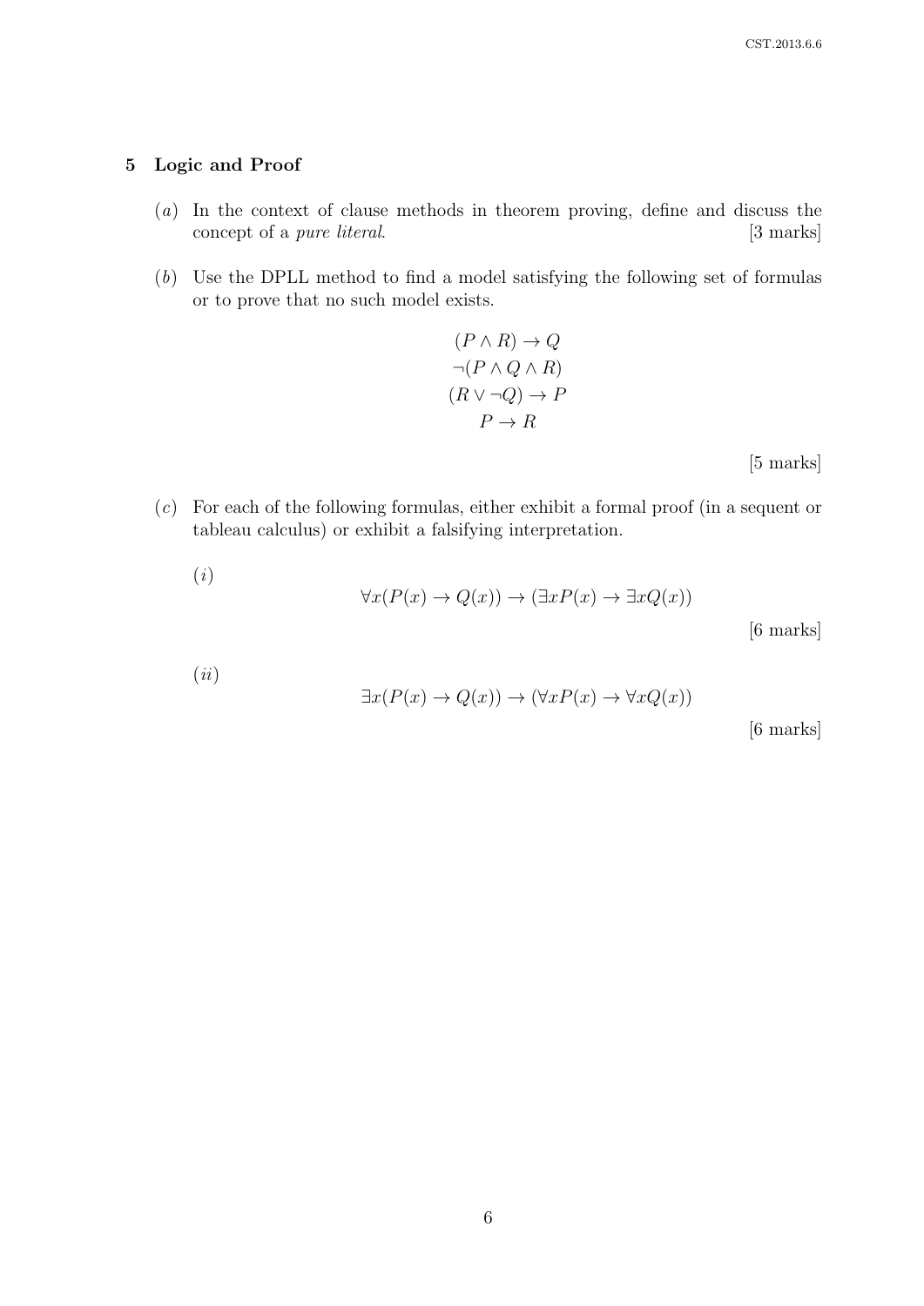## 5 Logic and Proof

(*a*) In the context of clause methods in theorem proving, define and discuss the concept of a *pure literal*. [3 marks]

(*b*) Use the DPLL method to find a model satisfying the following set of formulas or to prove that no such model exists.

$$(P \land R) \to Q$$
$$\neg(P \land Q \land R)$$
$$(R \lor \neg Q) \to P$$
$$P \to R$$

[5 marks]

(*c*) For each of the following formulas, either exhibit a formal proof (in a sequent or tableau calculus) or exhibit a falsifying interpretation.

(*i*)

$$\forall x(P(x) \to Q(x)) \to (\exists x P(x) \to \exists x Q(x))$$

[6 marks]

(*ii*)

$$\exists x(P(x) \to Q(x)) \to (\forall x P(x) \to \forall x Q(x))$$

[6 marks]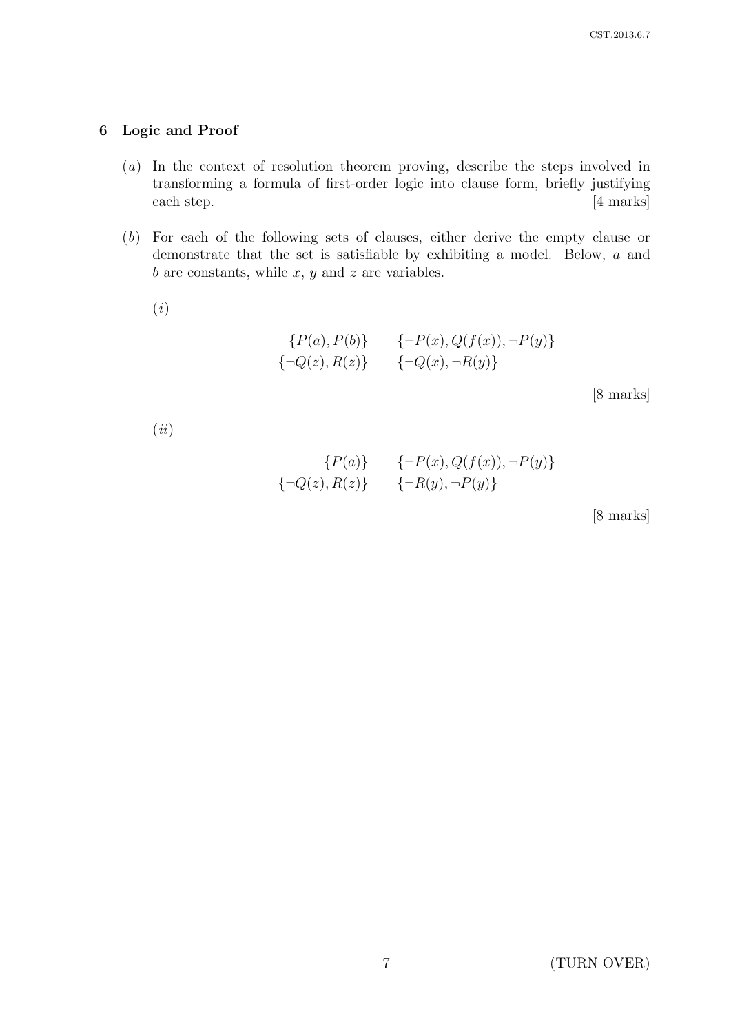## 6 Logic and Proof

(*a*) In the context of resolution theorem proving, describe the steps involved in transforming a formula of first-order logic into clause form, briefly justifying each step. [4 marks]

(*b*) For each of the following sets of clauses, either derive the empty clause or demonstrate that the set is satisfiable by exhibiting a model. Below, $a$ and $b$ are constants, while $x$, $y$ and $z$ are variables.

(*i*)

$$\{P(a), P(b)\} \qquad \{\neg P(x), Q(f(x)), \neg P(y)\}$$
$$\{\neg Q(z), R(z)\} \qquad \{\neg Q(x), \neg R(y)\}$$

[8 marks]

(*ii*)

$$\{P(a)\} \qquad \{\neg P(x), Q(f(x)), \neg P(y)\}$$
$$\{\neg Q(z), R(z)\} \qquad \{\neg R(y), \neg P(y)\}$$

[8 marks]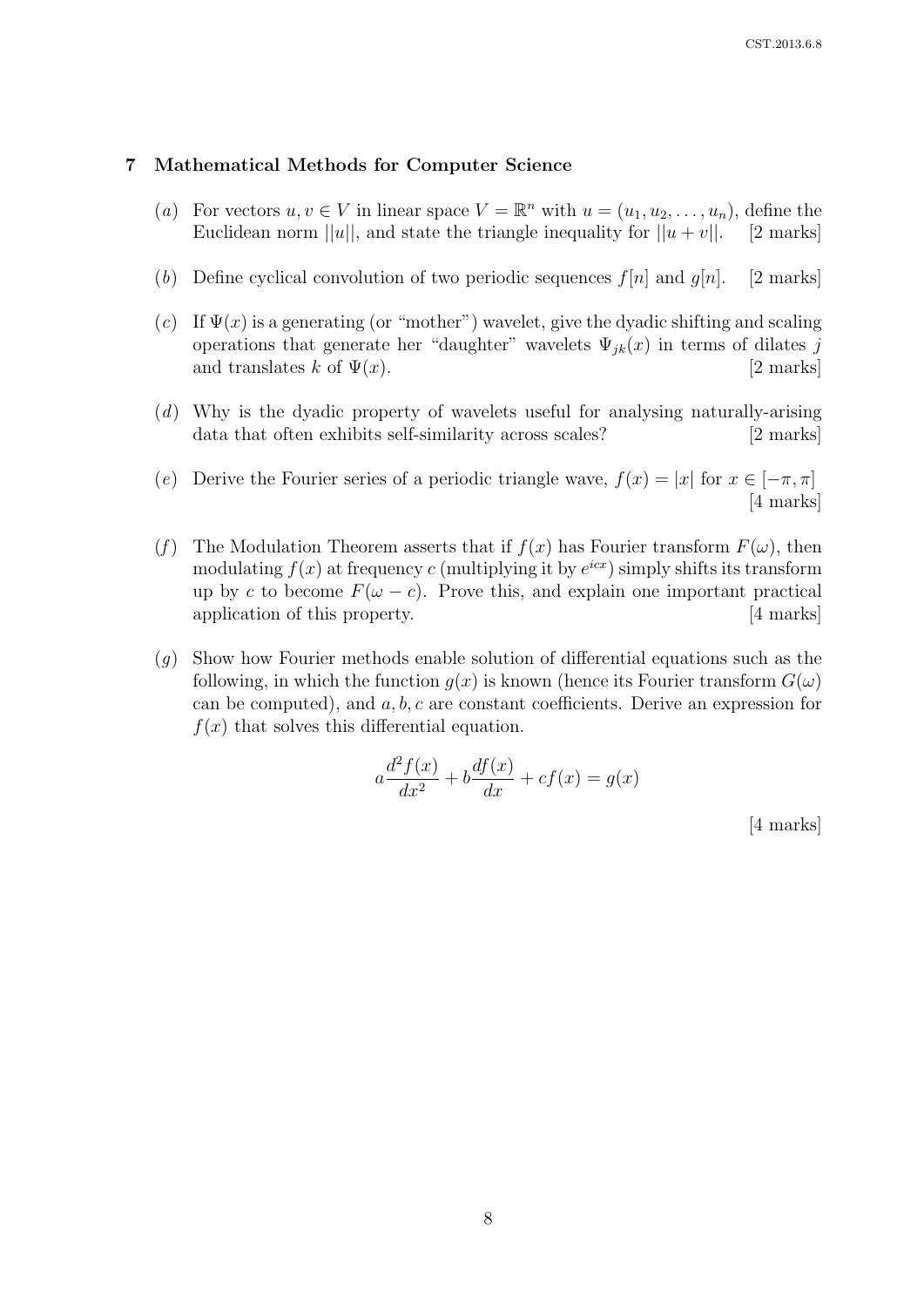## 7 Mathematical Methods for Computer Science

(*a*) For vectors $u, v \in V$ in linear space $V = \mathbb{R}^n$ with $u = (u_1, u_2, \ldots, u_n)$, define the Euclidean norm $||u||$, and state the triangle inequality for $||u + v||$. [2 marks]

(*b*) Define cyclical convolution of two periodic sequences $f[n]$ and $g[n]$. [2 marks]

(*c*) If $\Psi(x)$ is a generating (or "mother") wavelet, give the dyadic shifting and scaling operations that generate her "daughter" wavelets $\Psi_{jk}(x)$ in terms of dilates $j$ and translates $k$ of $\Psi(x)$. [2 marks]

(*d*) Why is the dyadic property of wavelets useful for analysing naturally-arising data that often exhibits self-similarity across scales? [2 marks]

(*e*) Derive the Fourier series of a periodic triangle wave, $f(x) = |x|$ for $x \in [-\pi, \pi]$ [4 marks]

(*f*) The Modulation Theorem asserts that if $f(x)$ has Fourier transform $F(\omega)$, then modulating $f(x)$ at frequency $c$ (multiplying it by $e^{icx}$) simply shifts its transform up by $c$ to become $F(\omega - c)$. Prove this, and explain one important practical application of this property. [4 marks]

(*g*) Show how Fourier methods enable solution of differential equations such as the following, in which the function $g(x)$ is known (hence its Fourier transform $G(\omega)$ can be computed), and $a, b, c$ are constant coefficients. Derive an expression for $f(x)$ that solves this differential equation.

$$a\frac{d^2 f(x)}{dx^2} + b\frac{df(x)}{dx} + cf(x) = g(x)$$

[4 marks]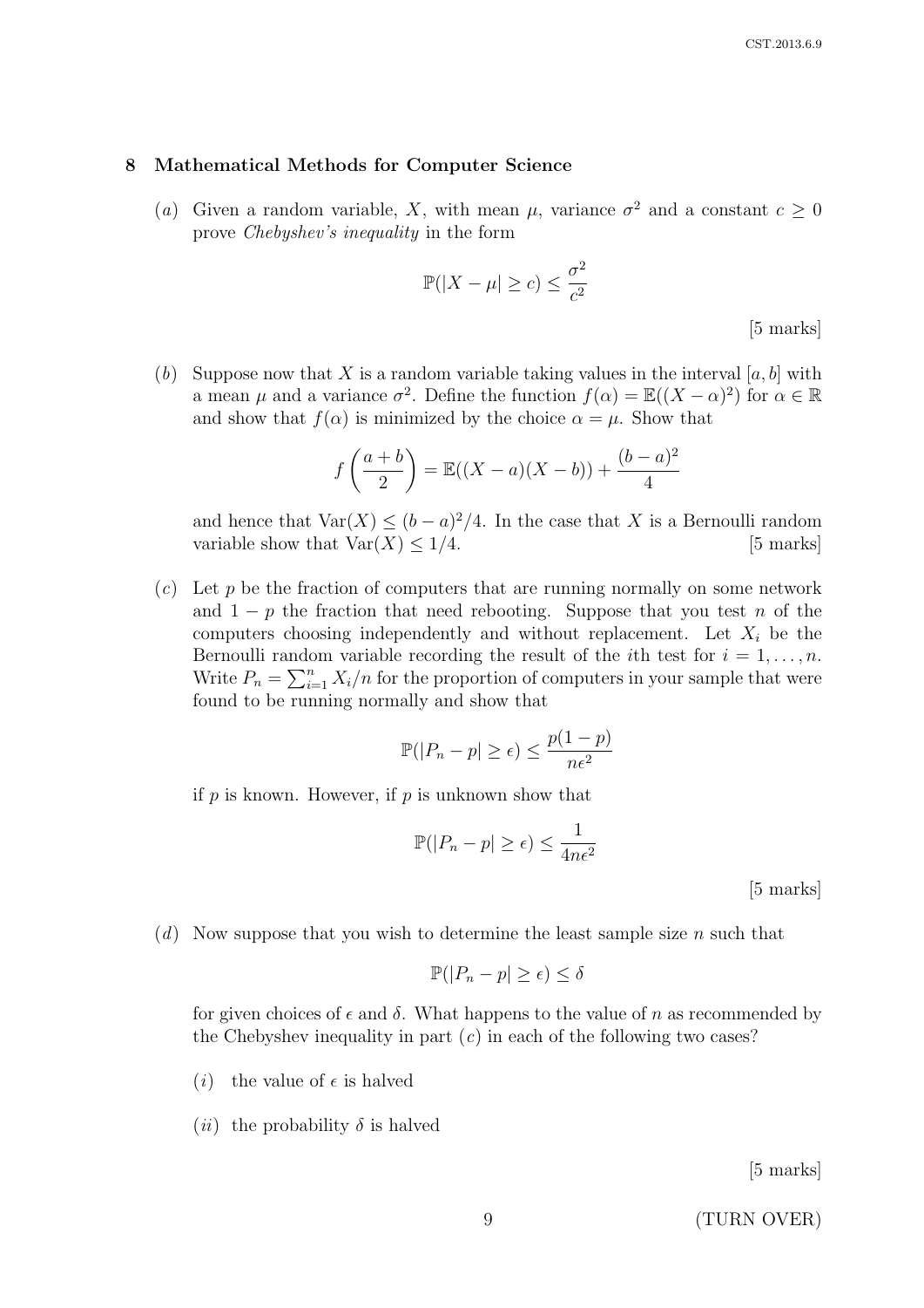## 8 Mathematical Methods for Computer Science

(*a*) Given a random variable, $X$, with mean $\mu$, variance $\sigma^2$ and a constant $c \geq 0$ prove *Chebyshev's inequality* in the form

$$\mathbb{P}(|X - \mu| \geq c) \leq \frac{\sigma^2}{c^2}$$

[5 marks]

(*b*) Suppose now that $X$ is a random variable taking values in the interval $[a, b]$ with a mean $\mu$ and a variance $\sigma^2$. Define the function $f(\alpha) = \mathbb{E}((X - \alpha)^2)$ for $\alpha \in \mathbb{R}$ and show that $f(\alpha)$ is minimized by the choice $\alpha = \mu$. Show that

$$f\left(\frac{a+b}{2}\right) = \mathbb{E}((X - a)(X - b)) + \frac{(b-a)^2}{4}$$

and hence that $\text{Var}(X) \leq (b - a)^2/4$. In the case that $X$ is a Bernoulli random variable show that $\text{Var}(X) \leq 1/4$. [5 marks]

(*c*) Let $p$ be the fraction of computers that are running normally on some network and $1 - p$ the fraction that need rebooting. Suppose that you test $n$ of the computers choosing independently and without replacement. Let $X_i$ be the Bernoulli random variable recording the result of the $i$th test for $i = 1, \ldots, n$. Write $P_n = \sum_{i=1}^{n} X_i/n$ for the proportion of computers in your sample that were found to be running normally and show that

$$\mathbb{P}(|P_n - p| \geq \epsilon) \leq \frac{p(1-p)}{n\epsilon^2}$$

if $p$ is known. However, if $p$ is unknown show that

$$\mathbb{P}(|P_n - p| \geq \epsilon) \leq \frac{1}{4n\epsilon^2}$$

[5 marks]

(*d*) Now suppose that you wish to determine the least sample size $n$ such that

$$\mathbb{P}(|P_n - p| \geq \epsilon) \leq \delta$$

for given choices of $\epsilon$ and $\delta$. What happens to the value of $n$ as recommended by the Chebyshev inequality in part (*c*) in each of the following two cases?

(*i*) the value of $\epsilon$ is halved

(*ii*) the probability $\delta$ is halved

[5 marks]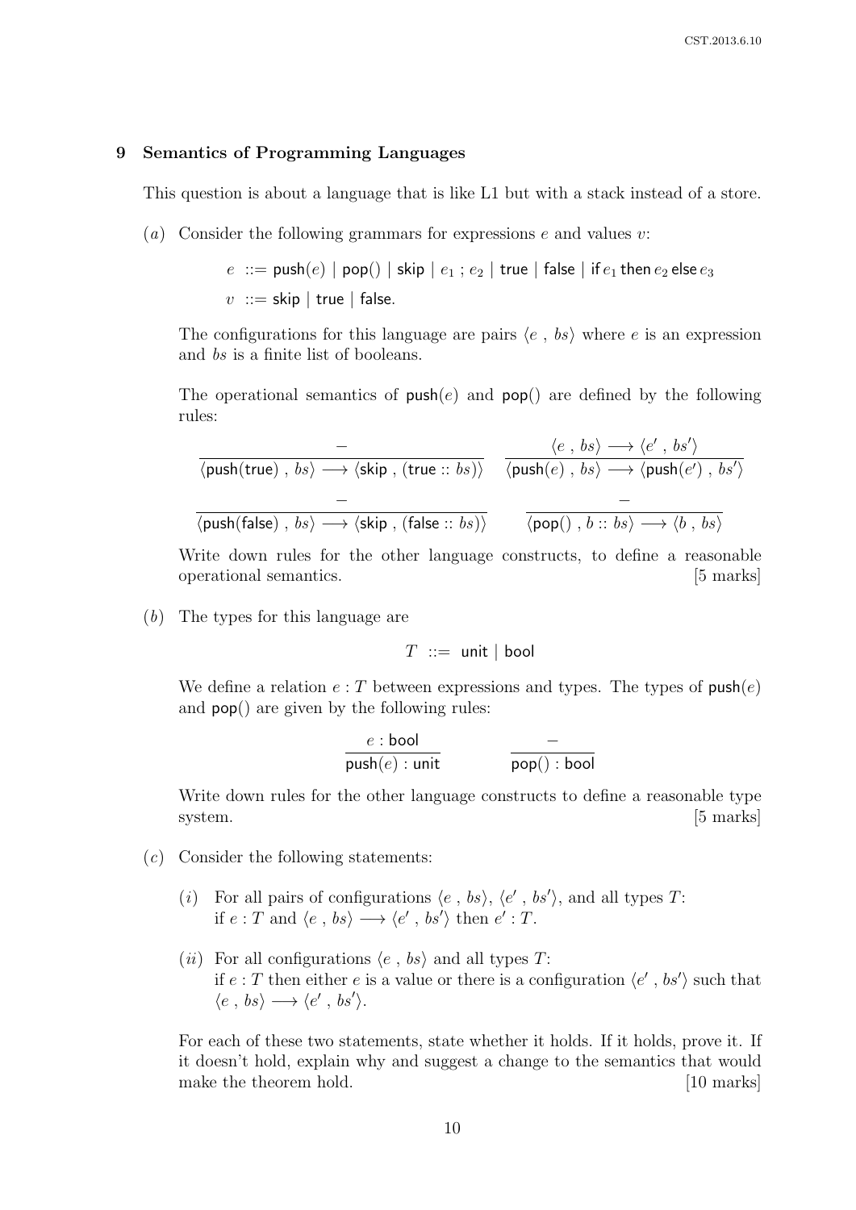## 9 Semantics of Programming Languages

This question is about a language that is like L1 but with a stack instead of a store.

(*a*) Consider the following grammars for expressions $e$ and values $v$:

$$e \ ::= \ \mathsf{push}(e) \mid \mathsf{pop}() \mid \mathsf{skip} \mid e_1 \,;\, e_2 \mid \mathsf{true} \mid \mathsf{false} \mid \mathsf{if}\, e_1 \,\mathsf{then}\, e_2 \,\mathsf{else}\, e_3$$

$$v \ ::= \ \mathsf{skip} \mid \mathsf{true} \mid \mathsf{false}.$$

The configurations for this language are pairs $\langle e \ , \ bs \rangle$ where $e$ is an expression and $bs$ is a finite list of booleans.

The operational semantics of $\mathsf{push}(e)$ and $\mathsf{pop}()$ are defined by the following rules:

$$\frac{-}{\langle \mathsf{push}(\mathsf{true}) \ , \ bs \rangle \longrightarrow \langle \mathsf{skip} \ , \ (\mathsf{true} :: bs) \rangle} \qquad \frac{\langle e \ , \ bs \rangle \longrightarrow \langle e' \ , \ bs' \rangle}{\langle \mathsf{push}(e) \ , \ bs \rangle \longrightarrow \langle \mathsf{push}(e') \ , \ bs' \rangle}$$

$$\frac{-}{\langle \mathsf{push}(\mathsf{false}) \ , \ bs \rangle \longrightarrow \langle \mathsf{skip} \ , \ (\mathsf{false} :: bs) \rangle} \qquad \frac{-}{\langle \mathsf{pop}() \ , \ b :: bs \rangle \longrightarrow \langle b \ , \ bs \rangle}$$

Write down rules for the other language constructs, to define a reasonable operational semantics. [5 marks]

(*b*) The types for this language are

$$T \ ::= \ \mathsf{unit} \mid \mathsf{bool}$$

We define a relation $e : T$ between expressions and types. The types of $\mathsf{push}(e)$ and $\mathsf{pop}()$ are given by the following rules:

$$\frac{e : \mathsf{bool}}{\mathsf{push}(e) : \mathsf{unit}} \qquad \frac{-}{\mathsf{pop}() : \mathsf{bool}}$$

Write down rules for the other language constructs to define a reasonable type system. [5 marks]

(*c*) Consider the following statements:

(*i*) For all pairs of configurations $\langle e \ , \ bs \rangle$, $\langle e' \ , \ bs' \rangle$, and all types $T$: if $e : T$ and $\langle e \ , \ bs \rangle \longrightarrow \langle e' \ , \ bs' \rangle$ then $e' : T$.

(*ii*) For all configurations $\langle e \ , \ bs \rangle$ and all types $T$: if $e : T$ then either $e$ is a value or there is a configuration $\langle e' \ , \ bs' \rangle$ such that $\langle e \ , \ bs \rangle \longrightarrow \langle e' \ , \ bs' \rangle$.

For each of these two statements, state whether it holds. If it holds, prove it. If it doesn't hold, explain why and suggest a change to the semantics that would make the theorem hold. [10 marks]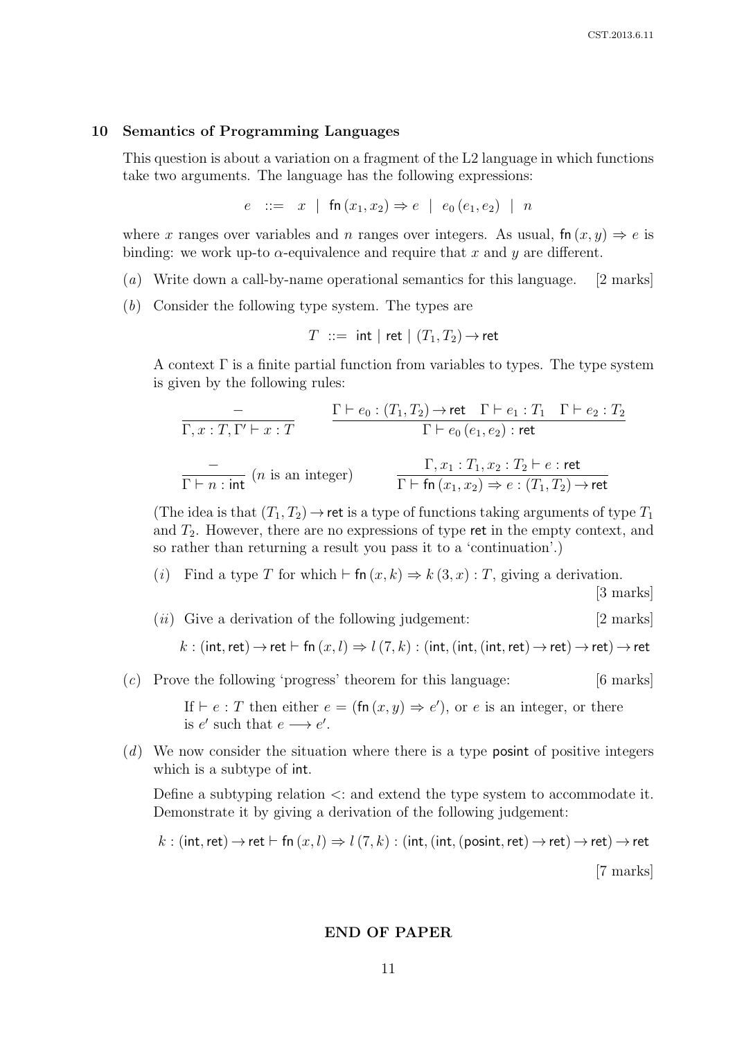## 10 Semantics of Programming Languages

This question is about a variation on a fragment of the L2 language in which functions take two arguments. The language has the following expressions:

$$e \ ::= \ x \ \mid \ \mathsf{fn}\,(x_1, x_2) \Rightarrow e \ \mid \ e_0\,(e_1, e_2) \ \mid \ n$$

where $x$ ranges over variables and $n$ ranges over integers. As usual, $\mathsf{fn}\,(x, y) \Rightarrow e$ is binding: we work up-to $\alpha$-equivalence and require that $x$ and $y$ are different.

(*a*) Write down a call-by-name operational semantics for this language. [2 marks]

(*b*) Consider the following type system. The types are

$$T \ ::= \ \mathsf{int} \mid \mathsf{ret} \mid (T_1, T_2) \rightarrow \mathsf{ret}$$

A context $\Gamma$ is a finite partial function from variables to types. The type system is given by the following rules:

$$\frac{-}{\Gamma, x : T, \Gamma' \vdash x : T} \qquad \frac{\Gamma \vdash e_0 : (T_1, T_2) \rightarrow \mathsf{ret} \quad \Gamma \vdash e_1 : T_1 \quad \Gamma \vdash e_2 : T_2}{\Gamma \vdash e_0\,(e_1, e_2) : \mathsf{ret}}$$

$$\frac{-}{\Gamma \vdash n : \mathsf{int}}\ (n \text{ is an integer}) \qquad \frac{\Gamma, x_1 : T_1, x_2 : T_2 \vdash e : \mathsf{ret}}{\Gamma \vdash \mathsf{fn}\,(x_1, x_2) \Rightarrow e : (T_1, T_2) \rightarrow \mathsf{ret}}$$

(The idea is that $(T_1, T_2) \rightarrow \mathsf{ret}$ is a type of functions taking arguments of type $T_1$ and $T_2$. However, there are no expressions of type $\mathsf{ret}$ in the empty context, and so rather than returning a result you pass it to a 'continuation'.)

(*i*) Find a type $T$ for which $\vdash \mathsf{fn}\,(x, k) \Rightarrow k\,(3, x) : T$, giving a derivation. [3 marks]

(*ii*) Give a derivation of the following judgement: [2 marks]

$$k : (\mathsf{int}, \mathsf{ret}) \rightarrow \mathsf{ret} \vdash \mathsf{fn}\,(x, l) \Rightarrow l\,(7, k) : (\mathsf{int}, (\mathsf{int}, (\mathsf{int}, \mathsf{ret}) \rightarrow \mathsf{ret}) \rightarrow \mathsf{ret}) \rightarrow \mathsf{ret}$$

(*c*) Prove the following 'progress' theorem for this language: [6 marks]

If $\vdash e : T$ then either $e = (\mathsf{fn}\,(x, y) \Rightarrow e')$, or $e$ is an integer, or there is $e'$ such that $e \longrightarrow e'$.

(*d*) We now consider the situation where there is a type $\mathsf{posint}$ of positive integers which is a subtype of $\mathsf{int}$.

Define a subtyping relation $<:$ and extend the type system to accommodate it. Demonstrate it by giving a derivation of the following judgement:

$$k : (\mathsf{int}, \mathsf{ret}) \rightarrow \mathsf{ret} \vdash \mathsf{fn}\,(x, l) \Rightarrow l\,(7, k) : (\mathsf{int}, (\mathsf{int}, (\mathsf{posint}, \mathsf{ret}) \rightarrow \mathsf{ret}) \rightarrow \mathsf{ret}) \rightarrow \mathsf{ret}$$

[7 marks]

**END OF PAPER**